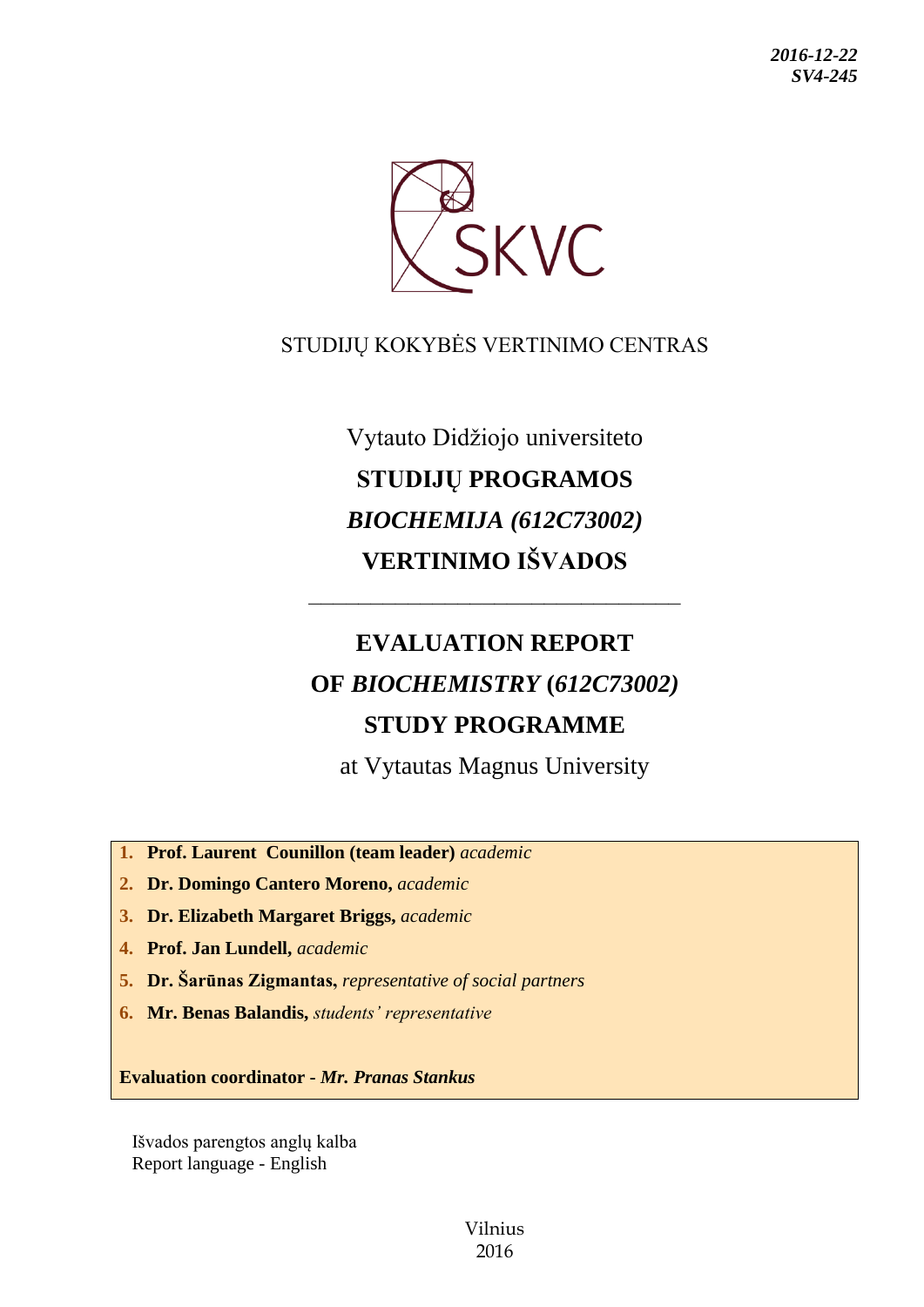*2016-12-22*
*SV4-245*

SKVC

STUDIJŲ KOKYBĖS VERTINIMO CENTRAS

Vytauto Didžiojo universiteto

**STUDIJŲ PROGRAMOS**

***BIOCHEMIJA (612C73002)***

**VERTINIMO IŠVADOS**

---

# EVALUATION REPORT OF *BIOCHEMISTRY* (*612C73002)* STUDY PROGRAMME

at Vytautas Magnus University

1. **Prof. Laurent Counillon (team leader)** *academic*
2. **Dr. Domingo Cantero Moreno,** *academic*
3. **Dr. Elizabeth Margaret Briggs,** *academic*
4. **Prof. Jan Lundell,** *academic*
5. **Dr. Šarūnas Zigmantas,** *representative of social partners*
6. **Mr. Benas Balandis,** *students' representative*

**Evaluation coordinator -** ***Mr. Pranas Stankus***

Išvados parengtos anglų kalba
Report language - English

Vilnius
2016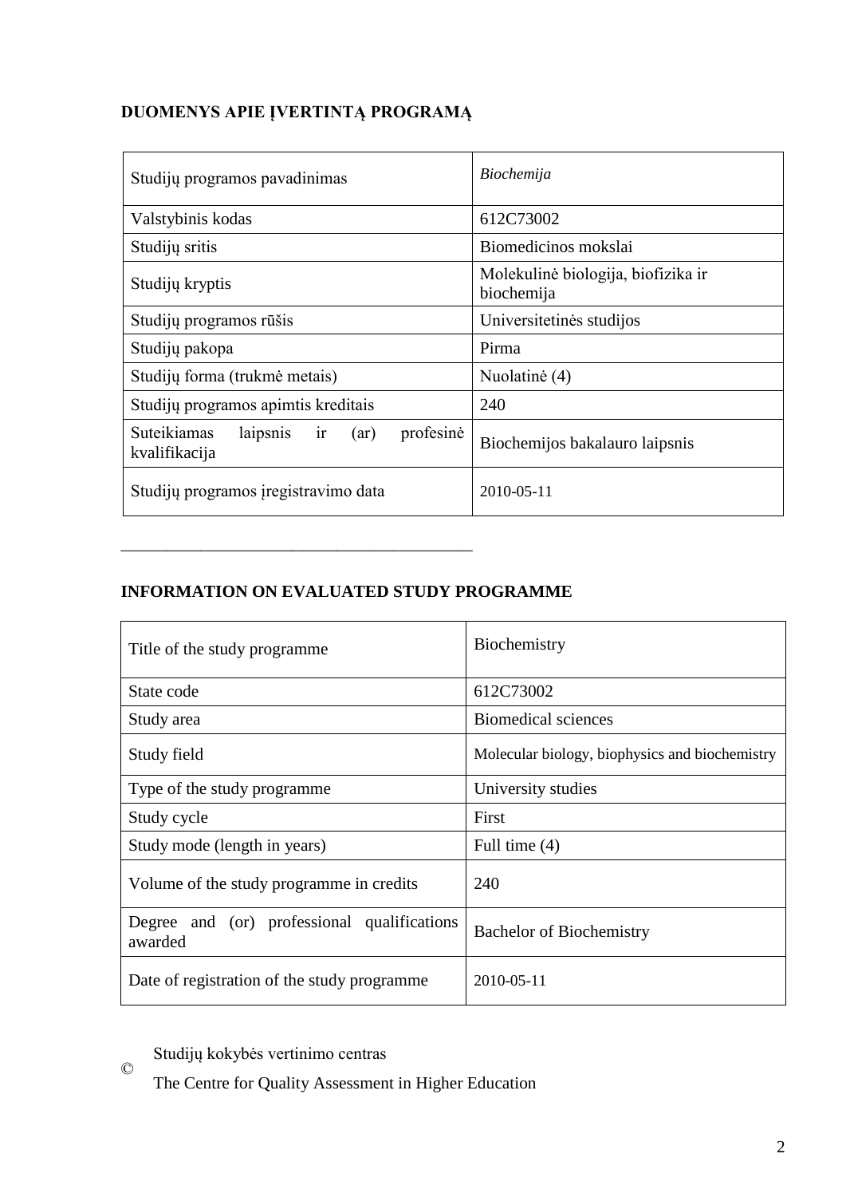## DUOMENYS APIE ĮVERTINTĄ PROGRAMĄ

| Studijų programos pavadinimas | *Biochemija* |
|---|---|
| Valstybinis kodas | 612C73002 |
| Studijų sritis | Biomedicinos mokslai |
| Studijų kryptis | Molekulinė biologija, biofizika ir biochemija |
| Studijų programos rūšis | Universitetinės studijos |
| Studijų pakopa | Pirma |
| Studijų forma (trukmė metais) | Nuolatinė (4) |
| Studijų programos apimtis kreditais | 240 |
| Suteikiamas laipsnis ir (ar) profesinė kvalifikacija | Biochemijos bakalauro laipsnis |
| Studijų programos įregistravimo data | 2010-05-11 |

---

## INFORMATION ON EVALUATED STUDY PROGRAMME

| Title of the study programme | Biochemistry |
|---|---|
| State code | 612C73002 |
| Study area | Biomedical sciences |
| Study field | Molecular biology, biophysics and biochemistry |
| Type of the study programme | University studies |
| Study cycle | First |
| Study mode (length in years) | Full time (4) |
| Volume of the study programme in credits | 240 |
| Degree and (or) professional qualifications awarded | Bachelor of Biochemistry |
| Date of registration of the study programme | 2010-05-11 |

©

Studijų kokybės vertinimo centras

The Centre for Quality Assessment in Higher Education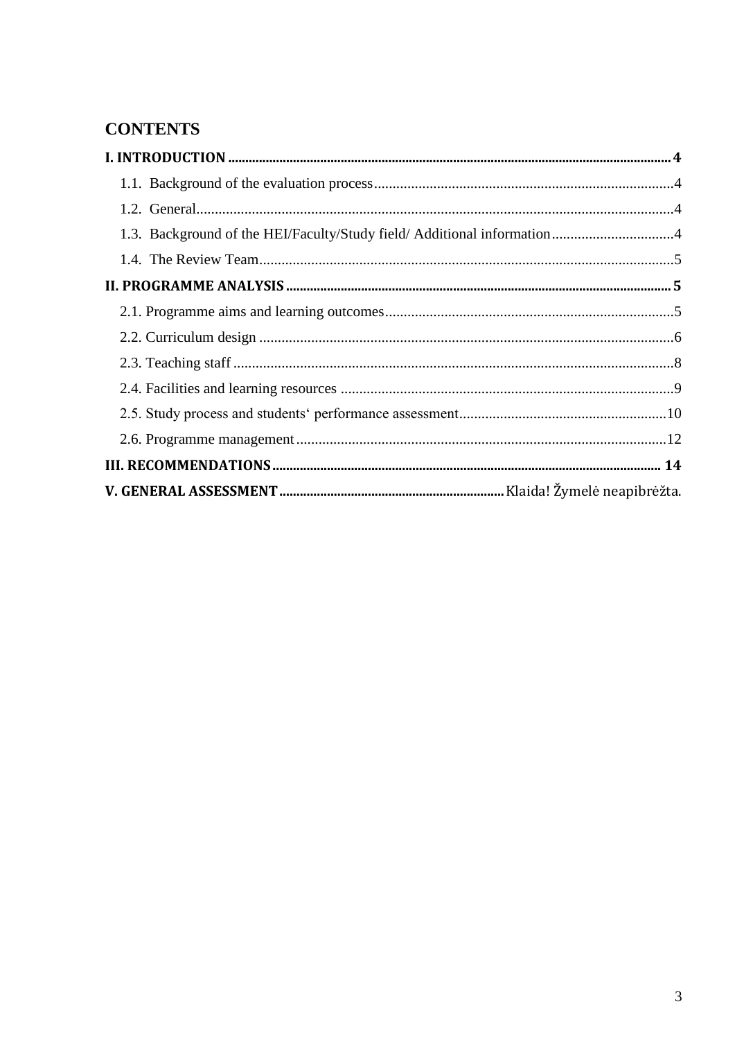# CONTENTS

**I. INTRODUCTION** ..... **4**

1.1. Background of the evaluation process ..... 4

1.2. General ..... 4

1.3. Background of the HEI/Faculty/Study field/ Additional information ..... 4

1.4. The Review Team ..... 5

**II. PROGRAMME ANALYSIS** ..... **5**

2.1. Programme aims and learning outcomes ..... 5

2.2. Curriculum design ..... 6

2.3. Teaching staff ..... 8

2.4. Facilities and learning resources ..... 9

2.5. Study process and students‘ performance assessment ..... 10

2.6. Programme management ..... 12

**III. RECOMMENDATIONS** ..... **14**

**V. GENERAL ASSESSMENT** ..... Klaida! Žymelė neapibrėžta.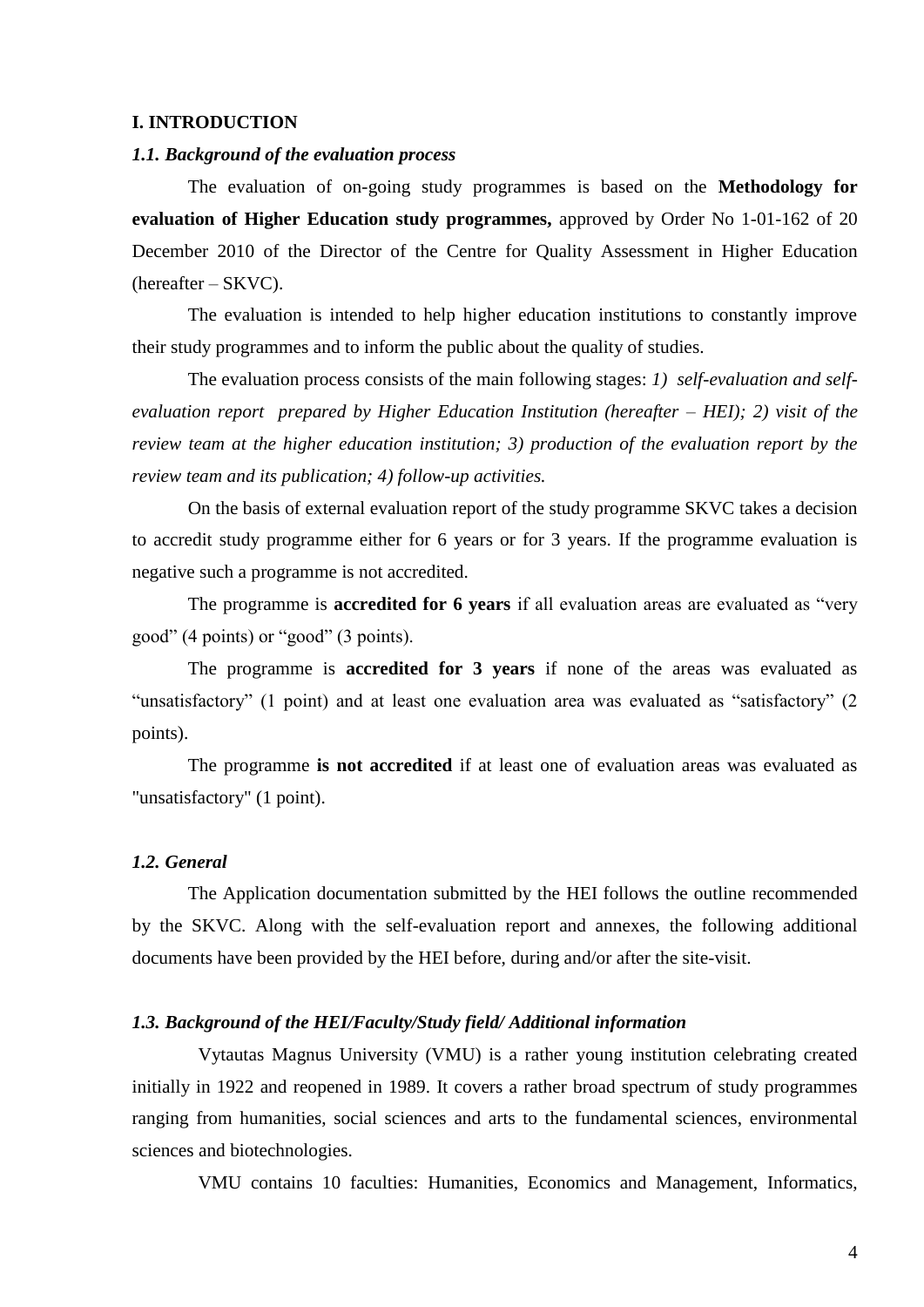## I. INTRODUCTION

### *1.1. Background of the evaluation process*

The evaluation of on-going study programmes is based on the **Methodology for evaluation of Higher Education study programmes,** approved by Order No 1-01-162 of 20 December 2010 of the Director of the Centre for Quality Assessment in Higher Education (hereafter – SKVC).

The evaluation is intended to help higher education institutions to constantly improve their study programmes and to inform the public about the quality of studies.

The evaluation process consists of the main following stages: *1) self-evaluation and self-evaluation report prepared by Higher Education Institution (hereafter – HEI); 2) visit of the review team at the higher education institution; 3) production of the evaluation report by the review team and its publication; 4) follow-up activities.*

On the basis of external evaluation report of the study programme SKVC takes a decision to accredit study programme either for 6 years or for 3 years. If the programme evaluation is negative such a programme is not accredited.

The programme is **accredited for 6 years** if all evaluation areas are evaluated as "very good" (4 points) or "good" (3 points).

The programme is **accredited for 3 years** if none of the areas was evaluated as "unsatisfactory" (1 point) and at least one evaluation area was evaluated as "satisfactory" (2 points).

The programme **is not accredited** if at least one of evaluation areas was evaluated as "unsatisfactory" (1 point).

### *1.2. General*

The Application documentation submitted by the HEI follows the outline recommended by the SKVC. Along with the self-evaluation report and annexes, the following additional documents have been provided by the HEI before, during and/or after the site-visit.

### *1.3. Background of the HEI/Faculty/Study field/ Additional information*

Vytautas Magnus University (VMU) is a rather young institution celebrating created initially in 1922 and reopened in 1989. It covers a rather broad spectrum of study programmes ranging from humanities, social sciences and arts to the fundamental sciences, environmental sciences and biotechnologies.

VMU contains 10 faculties: Humanities, Economics and Management, Informatics,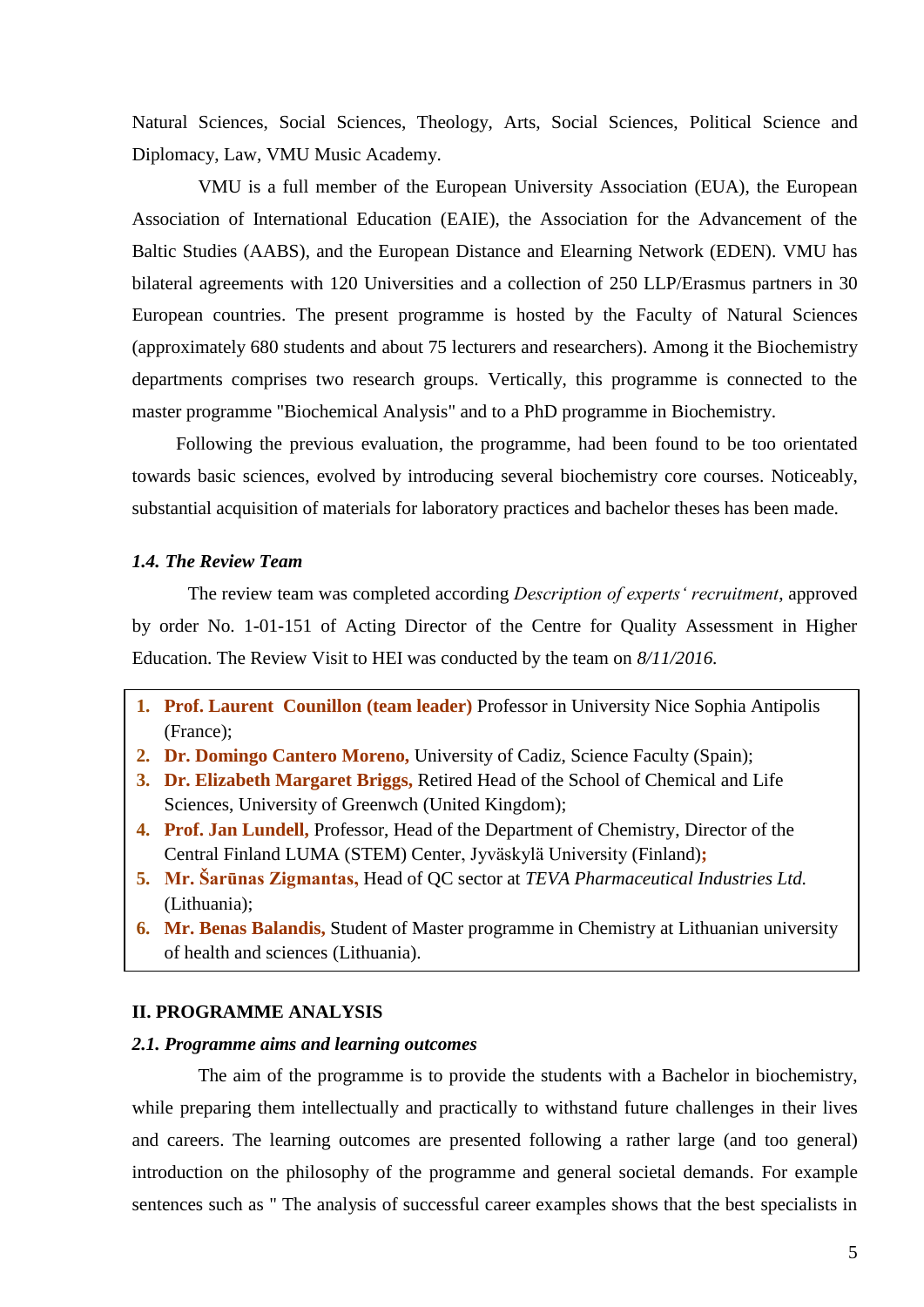Natural Sciences, Social Sciences, Theology, Arts, Social Sciences, Political Science and Diplomacy, Law, VMU Music Academy.

VMU is a full member of the European University Association (EUA), the European Association of International Education (EAIE), the Association for the Advancement of the Baltic Studies (AABS), and the European Distance and Elearning Network (EDEN). VMU has bilateral agreements with 120 Universities and a collection of 250 LLP/Erasmus partners in 30 European countries. The present programme is hosted by the Faculty of Natural Sciences (approximately 680 students and about 75 lecturers and researchers). Among it the Biochemistry departments comprises two research groups. Vertically, this programme is connected to the master programme "Biochemical Analysis" and to a PhD programme in Biochemistry.

Following the previous evaluation, the programme, had been found to be too orientated towards basic sciences, evolved by introducing several biochemistry core courses. Noticeably, substantial acquisition of materials for laboratory practices and bachelor theses has been made.

### *1.4. The Review Team*

The review team was completed according *Description of experts' recruitment*, approved by order No. 1-01-151 of Acting Director of the Centre for Quality Assessment in Higher Education. The Review Visit to HEI was conducted by the team on *8/11/2016.*

1. **Prof. Laurent Counillon (team leader)** Professor in University Nice Sophia Antipolis (France);
2. **Dr. Domingo Cantero Moreno,** University of Cadiz, Science Faculty (Spain);
3. **Dr. Elizabeth Margaret Briggs,** Retired Head of the School of Chemical and Life Sciences, University of Greenwch (United Kingdom);
4. **Prof. Jan Lundell,** Professor, Head of the Department of Chemistry, Director of the Central Finland LUMA (STEM) Center, Jyväskylä University (Finland);
5. **Mr. Šarūnas Zigmantas,** Head of QC sector at *TEVA Pharmaceutical Industries Ltd.* (Lithuania);
6. **Mr. Benas Balandis,** Student of Master programme in Chemistry at Lithuanian university of health and sciences (Lithuania).

## II. PROGRAMME ANALYSIS

### *2.1. Programme aims and learning outcomes*

The aim of the programme is to provide the students with a Bachelor in biochemistry, while preparing them intellectually and practically to withstand future challenges in their lives and careers. The learning outcomes are presented following a rather large (and too general) introduction on the philosophy of the programme and general societal demands. For example sentences such as " The analysis of successful career examples shows that the best specialists in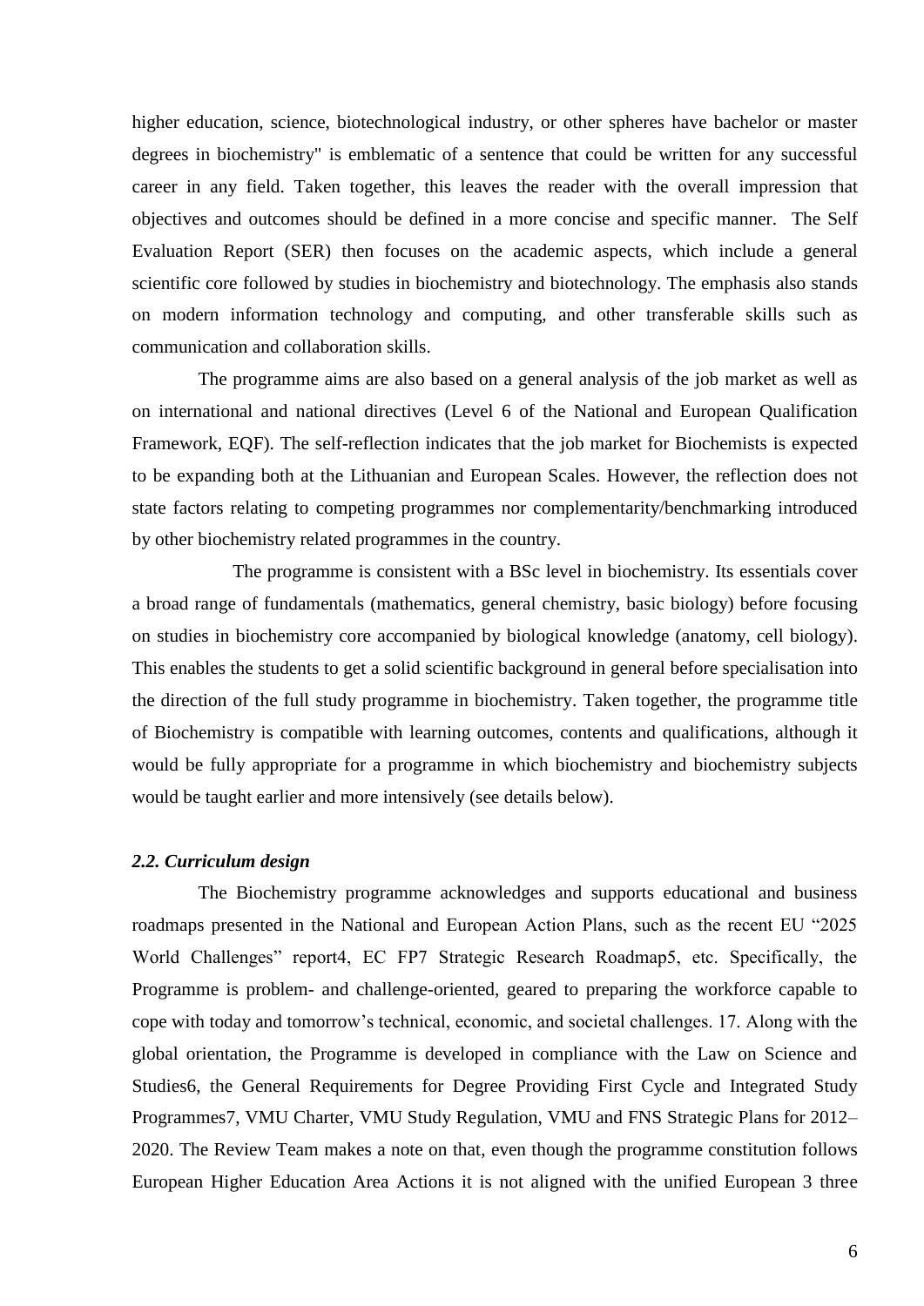higher education, science, biotechnological industry, or other spheres have bachelor or master degrees in biochemistry" is emblematic of a sentence that could be written for any successful career in any field. Taken together, this leaves the reader with the overall impression that objectives and outcomes should be defined in a more concise and specific manner. The Self Evaluation Report (SER) then focuses on the academic aspects, which include a general scientific core followed by studies in biochemistry and biotechnology. The emphasis also stands on modern information technology and computing, and other transferable skills such as communication and collaboration skills.

The programme aims are also based on a general analysis of the job market as well as on international and national directives (Level 6 of the National and European Qualification Framework, EQF). The self-reflection indicates that the job market for Biochemists is expected to be expanding both at the Lithuanian and European Scales. However, the reflection does not state factors relating to competing programmes nor complementarity/benchmarking introduced by other biochemistry related programmes in the country.

The programme is consistent with a BSc level in biochemistry. Its essentials cover a broad range of fundamentals (mathematics, general chemistry, basic biology) before focusing on studies in biochemistry core accompanied by biological knowledge (anatomy, cell biology). This enables the students to get a solid scientific background in general before specialisation into the direction of the full study programme in biochemistry. Taken together, the programme title of Biochemistry is compatible with learning outcomes, contents and qualifications, although it would be fully appropriate for a programme in which biochemistry and biochemistry subjects would be taught earlier and more intensively (see details below).

### *2.2. Curriculum design*

The Biochemistry programme acknowledges and supports educational and business roadmaps presented in the National and European Action Plans, such as the recent EU "2025 World Challenges" report4, EC FP7 Strategic Research Roadmap5, etc. Specifically, the Programme is problem- and challenge-oriented, geared to preparing the workforce capable to cope with today and tomorrow's technical, economic, and societal challenges. 17. Along with the global orientation, the Programme is developed in compliance with the Law on Science and Studies6, the General Requirements for Degree Providing First Cycle and Integrated Study Programmes7, VMU Charter, VMU Study Regulation, VMU and FNS Strategic Plans for 2012–2020. The Review Team makes a note on that, even though the programme constitution follows European Higher Education Area Actions it is not aligned with the unified European 3 three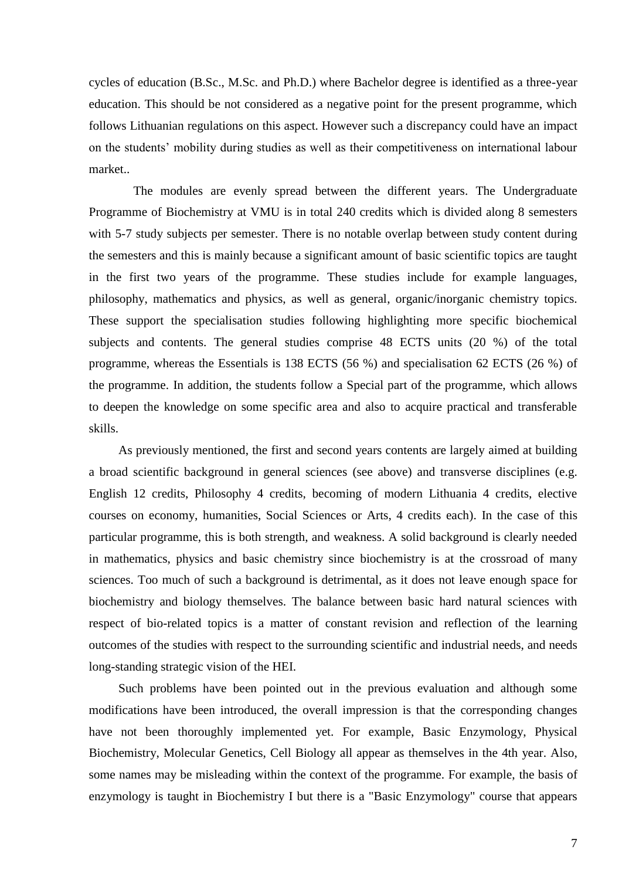cycles of education (B.Sc., M.Sc. and Ph.D.) where Bachelor degree is identified as a three-year education. This should be not considered as a negative point for the present programme, which follows Lithuanian regulations on this aspect. However such a discrepancy could have an impact on the students' mobility during studies as well as their competitiveness on international labour market..

The modules are evenly spread between the different years. The Undergraduate Programme of Biochemistry at VMU is in total 240 credits which is divided along 8 semesters with 5-7 study subjects per semester. There is no notable overlap between study content during the semesters and this is mainly because a significant amount of basic scientific topics are taught in the first two years of the programme. These studies include for example languages, philosophy, mathematics and physics, as well as general, organic/inorganic chemistry topics. These support the specialisation studies following highlighting more specific biochemical subjects and contents. The general studies comprise 48 ECTS units (20 %) of the total programme, whereas the Essentials is 138 ECTS (56 %) and specialisation 62 ECTS (26 %) of the programme. In addition, the students follow a Special part of the programme, which allows to deepen the knowledge on some specific area and also to acquire practical and transferable skills.

As previously mentioned, the first and second years contents are largely aimed at building a broad scientific background in general sciences (see above) and transverse disciplines (e.g. English 12 credits, Philosophy 4 credits, becoming of modern Lithuania 4 credits, elective courses on economy, humanities, Social Sciences or Arts, 4 credits each). In the case of this particular programme, this is both strength, and weakness. A solid background is clearly needed in mathematics, physics and basic chemistry since biochemistry is at the crossroad of many sciences. Too much of such a background is detrimental, as it does not leave enough space for biochemistry and biology themselves. The balance between basic hard natural sciences with respect of bio-related topics is a matter of constant revision and reflection of the learning outcomes of the studies with respect to the surrounding scientific and industrial needs, and needs long-standing strategic vision of the HEI.

Such problems have been pointed out in the previous evaluation and although some modifications have been introduced, the overall impression is that the corresponding changes have not been thoroughly implemented yet. For example, Basic Enzymology, Physical Biochemistry, Molecular Genetics, Cell Biology all appear as themselves in the 4th year. Also, some names may be misleading within the context of the programme. For example, the basis of enzymology is taught in Biochemistry I but there is a "Basic Enzymology" course that appears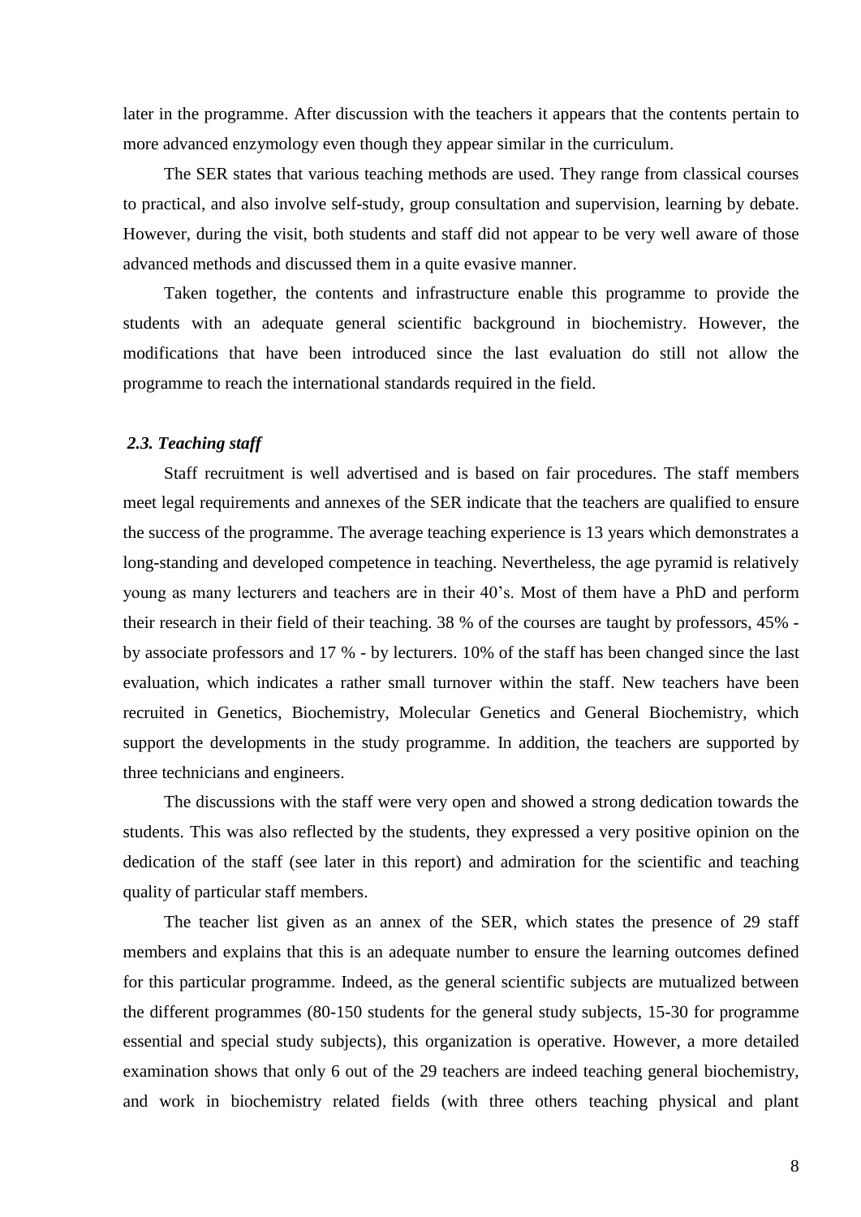later in the programme. After discussion with the teachers it appears that the contents pertain to more advanced enzymology even though they appear similar in the curriculum.

The SER states that various teaching methods are used. They range from classical courses to practical, and also involve self-study, group consultation and supervision, learning by debate. However, during the visit, both students and staff did not appear to be very well aware of those advanced methods and discussed them in a quite evasive manner.

Taken together, the contents and infrastructure enable this programme to provide the students with an adequate general scientific background in biochemistry. However, the modifications that have been introduced since the last evaluation do still not allow the programme to reach the international standards required in the field.

### *2.3. Teaching staff*

Staff recruitment is well advertised and is based on fair procedures. The staff members meet legal requirements and annexes of the SER indicate that the teachers are qualified to ensure the success of the programme. The average teaching experience is 13 years which demonstrates a long-standing and developed competence in teaching. Nevertheless, the age pyramid is relatively young as many lecturers and teachers are in their 40's. Most of them have a PhD and perform their research in their field of their teaching. 38 % of the courses are taught by professors, 45% - by associate professors and 17 % - by lecturers. 10% of the staff has been changed since the last evaluation, which indicates a rather small turnover within the staff. New teachers have been recruited in Genetics, Biochemistry, Molecular Genetics and General Biochemistry, which support the developments in the study programme. In addition, the teachers are supported by three technicians and engineers.

The discussions with the staff were very open and showed a strong dedication towards the students. This was also reflected by the students, they expressed a very positive opinion on the dedication of the staff (see later in this report) and admiration for the scientific and teaching quality of particular staff members.

The teacher list given as an annex of the SER, which states the presence of 29 staff members and explains that this is an adequate number to ensure the learning outcomes defined for this particular programme. Indeed, as the general scientific subjects are mutualized between the different programmes (80-150 students for the general study subjects, 15-30 for programme essential and special study subjects), this organization is operative. However, a more detailed examination shows that only 6 out of the 29 teachers are indeed teaching general biochemistry, and work in biochemistry related fields (with three others teaching physical and plant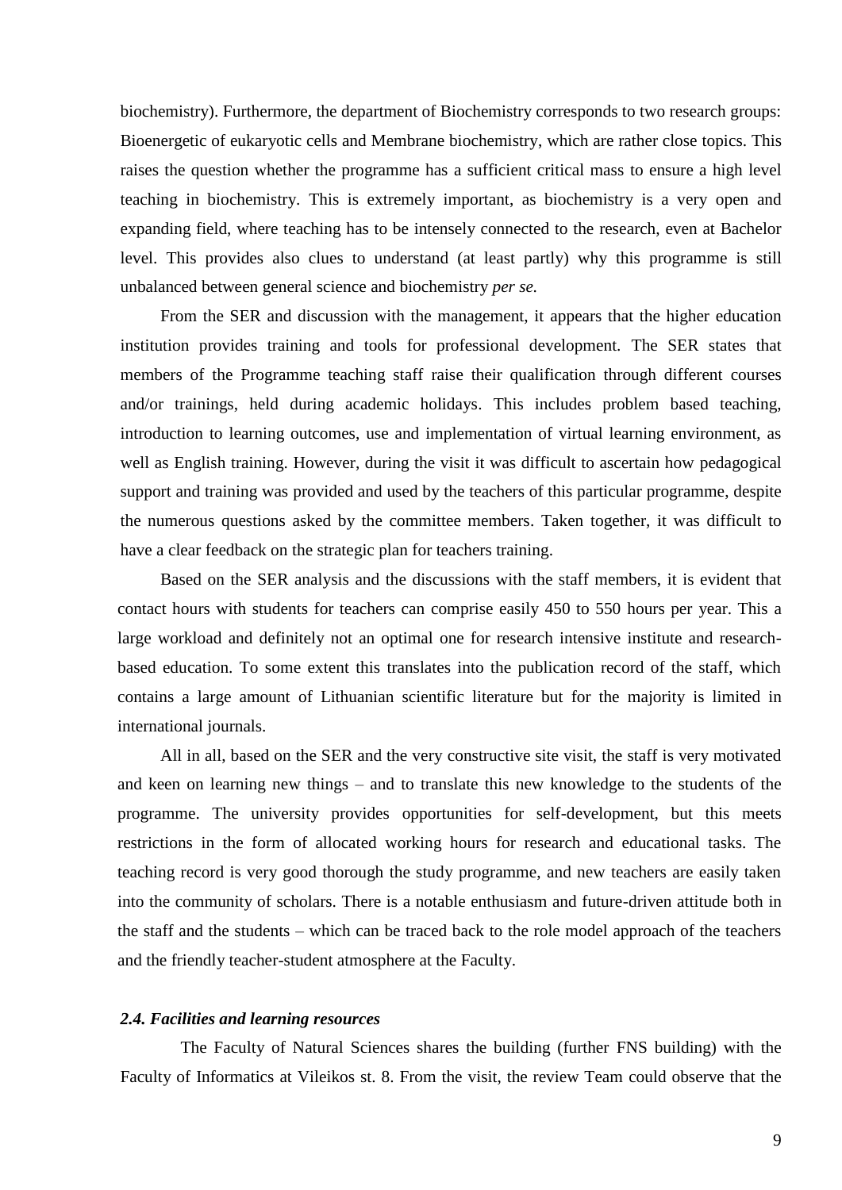biochemistry). Furthermore, the department of Biochemistry corresponds to two research groups: Bioenergetic of eukaryotic cells and Membrane biochemistry, which are rather close topics. This raises the question whether the programme has a sufficient critical mass to ensure a high level teaching in biochemistry. This is extremely important, as biochemistry is a very open and expanding field, where teaching has to be intensely connected to the research, even at Bachelor level. This provides also clues to understand (at least partly) why this programme is still unbalanced between general science and biochemistry *per se.*

From the SER and discussion with the management, it appears that the higher education institution provides training and tools for professional development. The SER states that members of the Programme teaching staff raise their qualification through different courses and/or trainings, held during academic holidays. This includes problem based teaching, introduction to learning outcomes, use and implementation of virtual learning environment, as well as English training. However, during the visit it was difficult to ascertain how pedagogical support and training was provided and used by the teachers of this particular programme, despite the numerous questions asked by the committee members. Taken together, it was difficult to have a clear feedback on the strategic plan for teachers training.

Based on the SER analysis and the discussions with the staff members, it is evident that contact hours with students for teachers can comprise easily 450 to 550 hours per year. This a large workload and definitely not an optimal one for research intensive institute and research-based education. To some extent this translates into the publication record of the staff, which contains a large amount of Lithuanian scientific literature but for the majority is limited in international journals.

All in all, based on the SER and the very constructive site visit, the staff is very motivated and keen on learning new things – and to translate this new knowledge to the students of the programme. The university provides opportunities for self-development, but this meets restrictions in the form of allocated working hours for research and educational tasks. The teaching record is very good thorough the study programme, and new teachers are easily taken into the community of scholars. There is a notable enthusiasm and future-driven attitude both in the staff and the students – which can be traced back to the role model approach of the teachers and the friendly teacher-student atmosphere at the Faculty.

### *2.4. Facilities and learning resources*

The Faculty of Natural Sciences shares the building (further FNS building) with the Faculty of Informatics at Vileikos st. 8. From the visit, the review Team could observe that the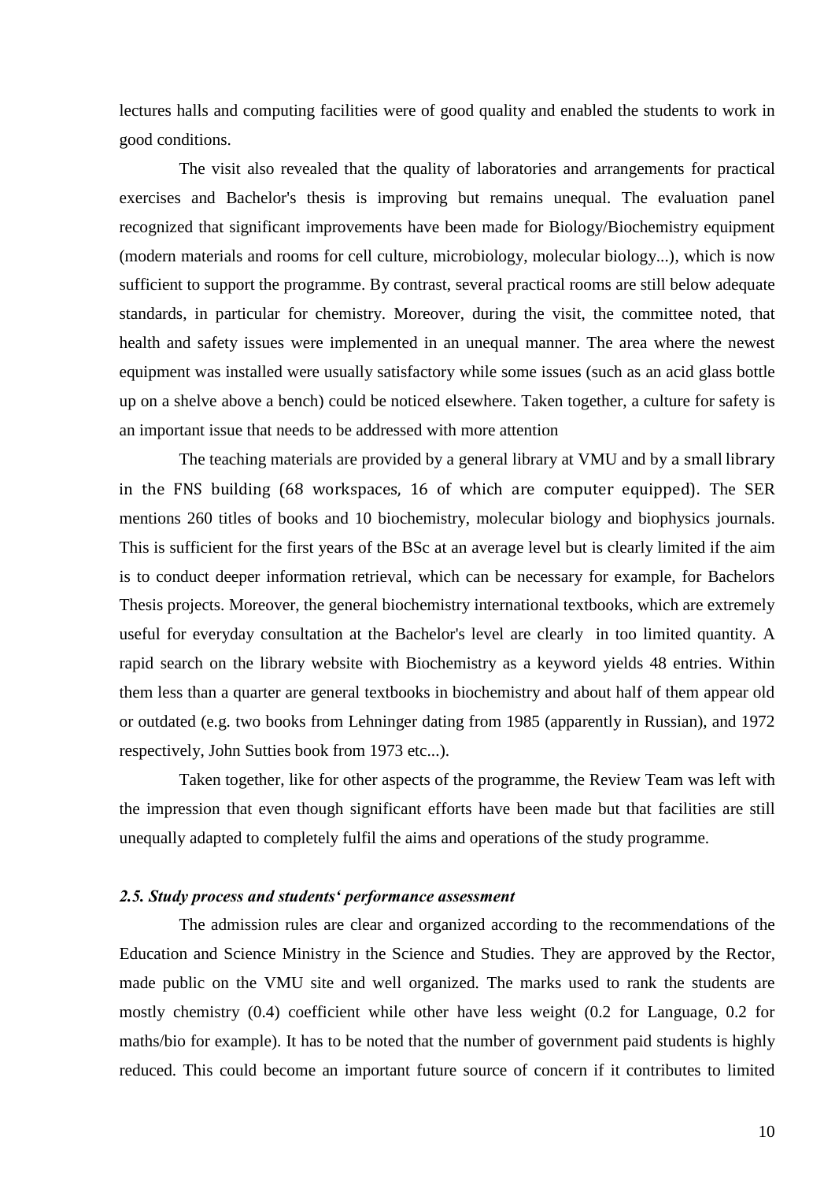lectures halls and computing facilities were of good quality and enabled the students to work in good conditions.

The visit also revealed that the quality of laboratories and arrangements for practical exercises and Bachelor's thesis is improving but remains unequal. The evaluation panel recognized that significant improvements have been made for Biology/Biochemistry equipment (modern materials and rooms for cell culture, microbiology, molecular biology...), which is now sufficient to support the programme. By contrast, several practical rooms are still below adequate standards, in particular for chemistry. Moreover, during the visit, the committee noted, that health and safety issues were implemented in an unequal manner. The area where the newest equipment was installed were usually satisfactory while some issues (such as an acid glass bottle up on a shelve above a bench) could be noticed elsewhere. Taken together, a culture for safety is an important issue that needs to be addressed with more attention

The teaching materials are provided by a general library at VMU and by a small library in the FNS building (68 workspaces, 16 of which are computer equipped). The SER mentions 260 titles of books and 10 biochemistry, molecular biology and biophysics journals. This is sufficient for the first years of the BSc at an average level but is clearly limited if the aim is to conduct deeper information retrieval, which can be necessary for example, for Bachelors Thesis projects. Moreover, the general biochemistry international textbooks, which are extremely useful for everyday consultation at the Bachelor's level are clearly in too limited quantity. A rapid search on the library website with Biochemistry as a keyword yields 48 entries. Within them less than a quarter are general textbooks in biochemistry and about half of them appear old or outdated (e.g. two books from Lehninger dating from 1985 (apparently in Russian), and 1972 respectively, John Sutties book from 1973 etc...).

Taken together, like for other aspects of the programme, the Review Team was left with the impression that even though significant efforts have been made but that facilities are still unequally adapted to completely fulfil the aims and operations of the study programme.

### *2.5. Study process and students' performance assessment*

The admission rules are clear and organized according to the recommendations of the Education and Science Ministry in the Science and Studies. They are approved by the Rector, made public on the VMU site and well organized. The marks used to rank the students are mostly chemistry (0.4) coefficient while other have less weight (0.2 for Language, 0.2 for maths/bio for example). It has to be noted that the number of government paid students is highly reduced. This could become an important future source of concern if it contributes to limited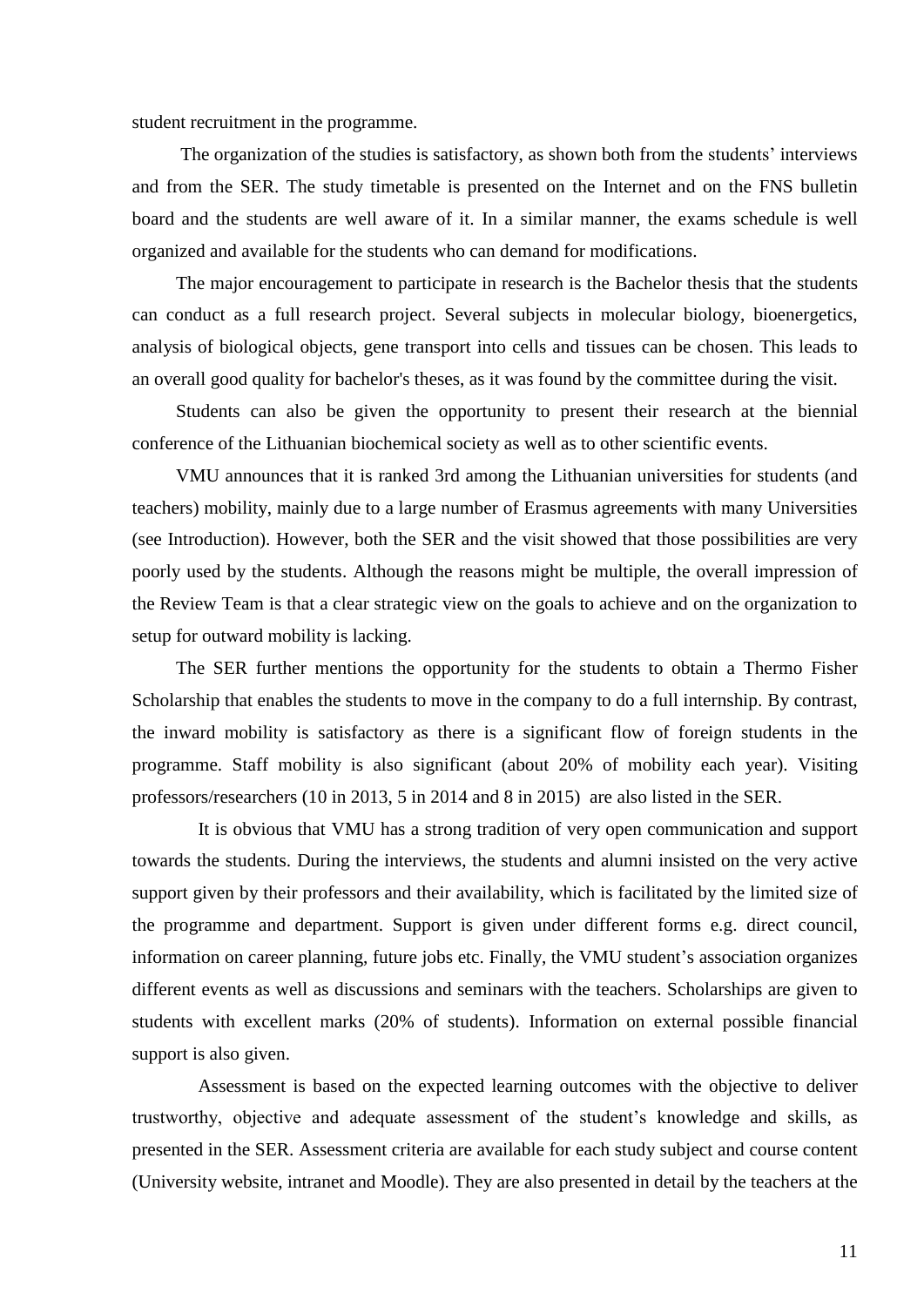student recruitment in the programme.

The organization of the studies is satisfactory, as shown both from the students' interviews and from the SER. The study timetable is presented on the Internet and on the FNS bulletin board and the students are well aware of it. In a similar manner, the exams schedule is well organized and available for the students who can demand for modifications.

The major encouragement to participate in research is the Bachelor thesis that the students can conduct as a full research project. Several subjects in molecular biology, bioenergetics, analysis of biological objects, gene transport into cells and tissues can be chosen. This leads to an overall good quality for bachelor's theses, as it was found by the committee during the visit.

Students can also be given the opportunity to present their research at the biennial conference of the Lithuanian biochemical society as well as to other scientific events.

VMU announces that it is ranked 3rd among the Lithuanian universities for students (and teachers) mobility, mainly due to a large number of Erasmus agreements with many Universities (see Introduction). However, both the SER and the visit showed that those possibilities are very poorly used by the students. Although the reasons might be multiple, the overall impression of the Review Team is that a clear strategic view on the goals to achieve and on the organization to setup for outward mobility is lacking.

The SER further mentions the opportunity for the students to obtain a Thermo Fisher Scholarship that enables the students to move in the company to do a full internship. By contrast, the inward mobility is satisfactory as there is a significant flow of foreign students in the programme. Staff mobility is also significant (about 20% of mobility each year). Visiting professors/researchers (10 in 2013, 5 in 2014 and 8 in 2015) are also listed in the SER.

It is obvious that VMU has a strong tradition of very open communication and support towards the students. During the interviews, the students and alumni insisted on the very active support given by their professors and their availability, which is facilitated by the limited size of the programme and department. Support is given under different forms e.g. direct council, information on career planning, future jobs etc. Finally, the VMU student's association organizes different events as well as discussions and seminars with the teachers. Scholarships are given to students with excellent marks (20% of students). Information on external possible financial support is also given.

Assessment is based on the expected learning outcomes with the objective to deliver trustworthy, objective and adequate assessment of the student's knowledge and skills, as presented in the SER. Assessment criteria are available for each study subject and course content (University website, intranet and Moodle). They are also presented in detail by the teachers at the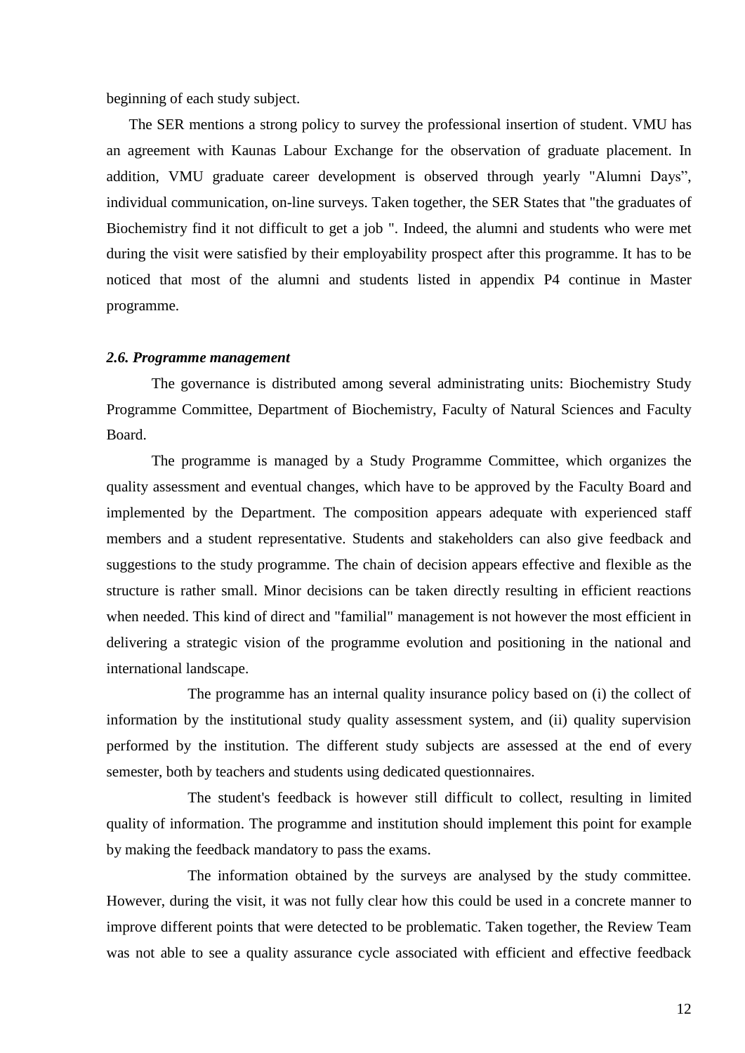beginning of each study subject.

The SER mentions a strong policy to survey the professional insertion of student. VMU has an agreement with Kaunas Labour Exchange for the observation of graduate placement. In addition, VMU graduate career development is observed through yearly "Alumni Days", individual communication, on-line surveys. Taken together, the SER States that "the graduates of Biochemistry find it not difficult to get a job ". Indeed, the alumni and students who were met during the visit were satisfied by their employability prospect after this programme. It has to be noticed that most of the alumni and students listed in appendix P4 continue in Master programme.

### *2.6. Programme management*

The governance is distributed among several administrating units: Biochemistry Study Programme Committee, Department of Biochemistry, Faculty of Natural Sciences and Faculty Board.

The programme is managed by a Study Programme Committee, which organizes the quality assessment and eventual changes, which have to be approved by the Faculty Board and implemented by the Department. The composition appears adequate with experienced staff members and a student representative. Students and stakeholders can also give feedback and suggestions to the study programme. The chain of decision appears effective and flexible as the structure is rather small. Minor decisions can be taken directly resulting in efficient reactions when needed. This kind of direct and "familial" management is not however the most efficient in delivering a strategic vision of the programme evolution and positioning in the national and international landscape.

The programme has an internal quality insurance policy based on (i) the collect of information by the institutional study quality assessment system, and (ii) quality supervision performed by the institution. The different study subjects are assessed at the end of every semester, both by teachers and students using dedicated questionnaires.

The student's feedback is however still difficult to collect, resulting in limited quality of information. The programme and institution should implement this point for example by making the feedback mandatory to pass the exams.

The information obtained by the surveys are analysed by the study committee. However, during the visit, it was not fully clear how this could be used in a concrete manner to improve different points that were detected to be problematic. Taken together, the Review Team was not able to see a quality assurance cycle associated with efficient and effective feedback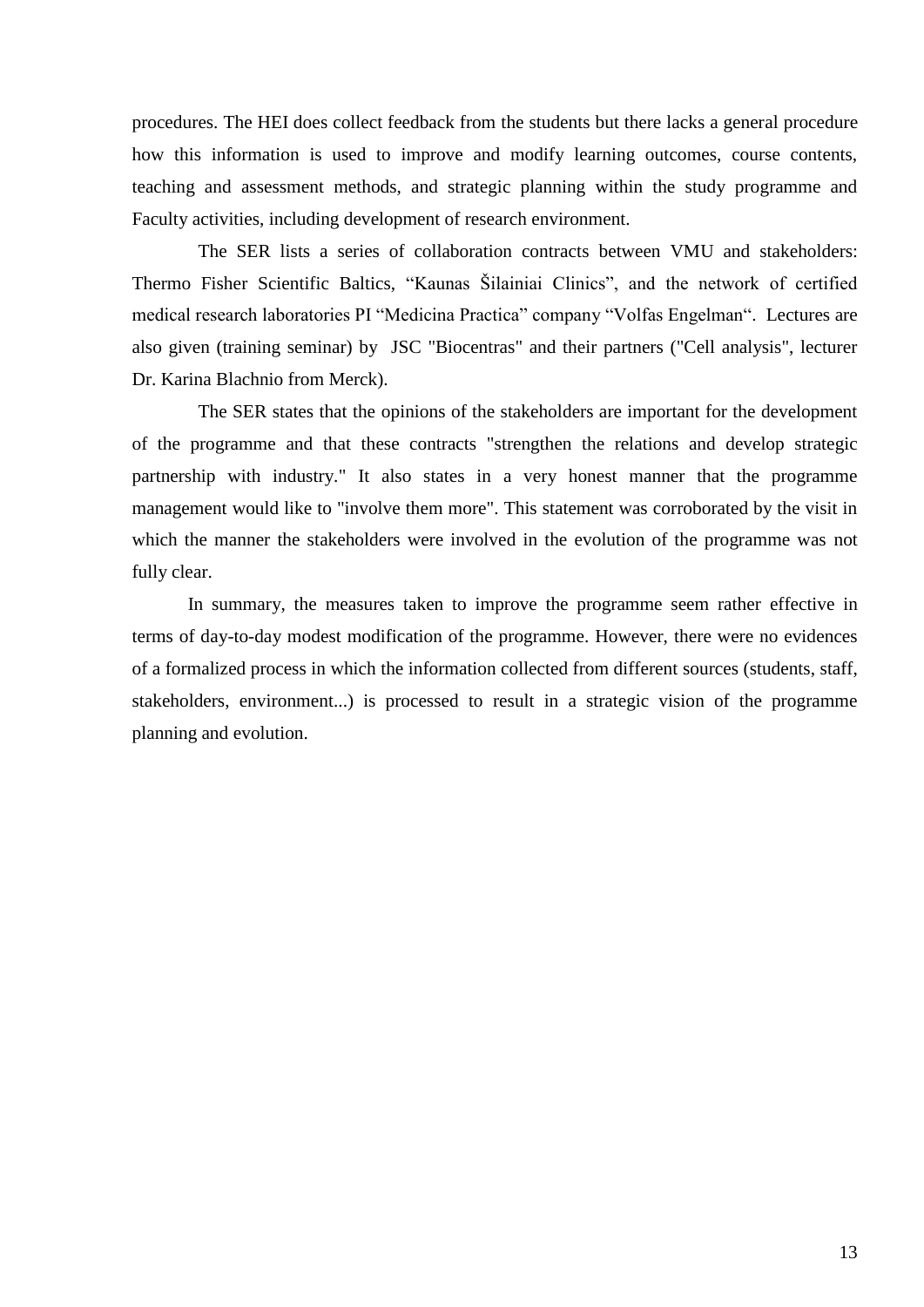procedures. The HEI does collect feedback from the students but there lacks a general procedure how this information is used to improve and modify learning outcomes, course contents, teaching and assessment methods, and strategic planning within the study programme and Faculty activities, including development of research environment.

The SER lists a series of collaboration contracts between VMU and stakeholders: Thermo Fisher Scientific Baltics, "Kaunas Šilainiai Clinics", and the network of certified medical research laboratories PI "Medicina Practica" company "Volfas Engelman". Lectures are also given (training seminar) by JSC "Biocentras" and their partners ("Cell analysis", lecturer Dr. Karina Blachnio from Merck).

The SER states that the opinions of the stakeholders are important for the development of the programme and that these contracts "strengthen the relations and develop strategic partnership with industry." It also states in a very honest manner that the programme management would like to "involve them more". This statement was corroborated by the visit in which the manner the stakeholders were involved in the evolution of the programme was not fully clear.

In summary, the measures taken to improve the programme seem rather effective in terms of day-to-day modest modification of the programme. However, there were no evidences of a formalized process in which the information collected from different sources (students, staff, stakeholders, environment...) is processed to result in a strategic vision of the programme planning and evolution.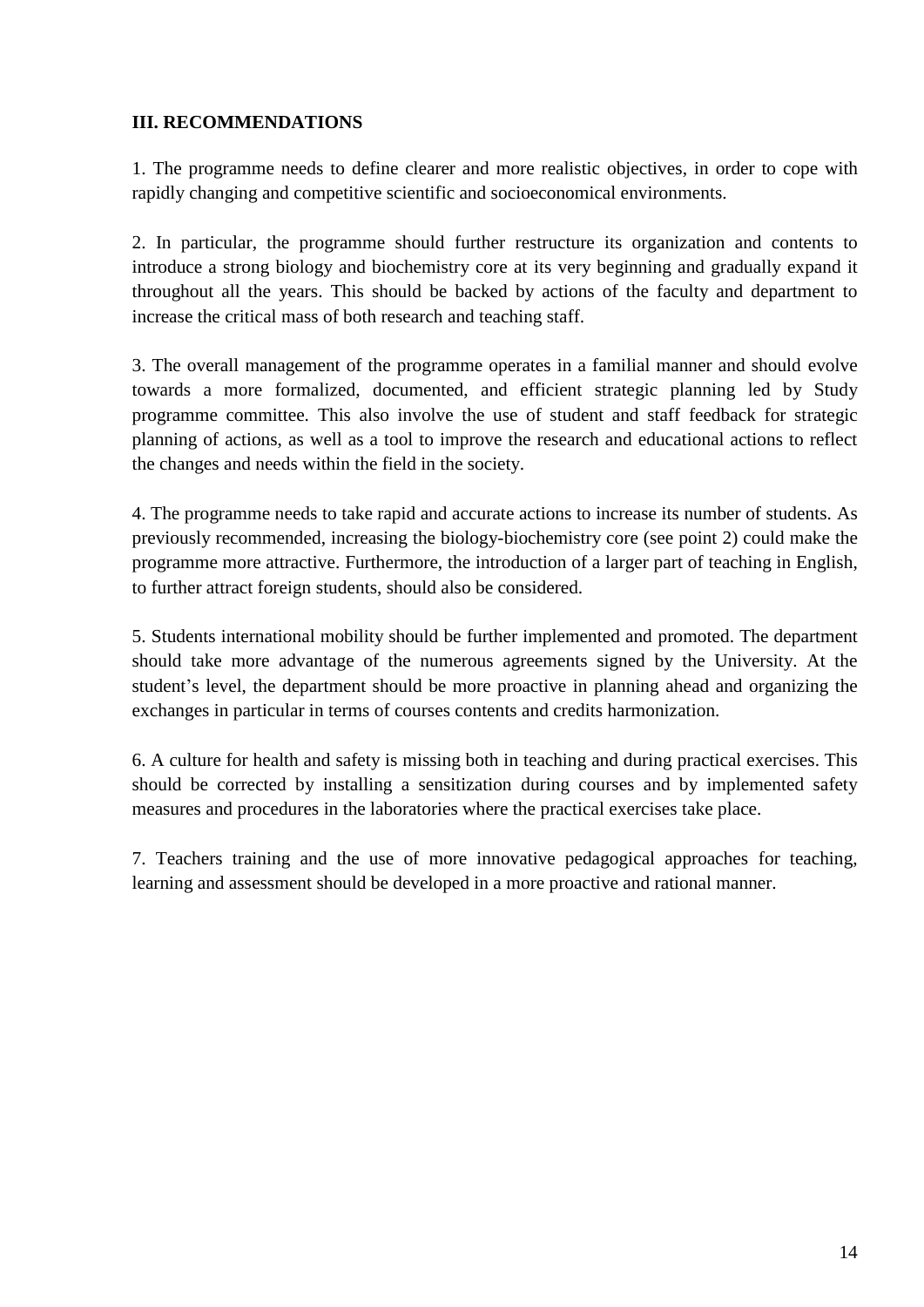## III. RECOMMENDATIONS

1. The programme needs to define clearer and more realistic objectives, in order to cope with rapidly changing and competitive scientific and socioeconomical environments.

2. In particular, the programme should further restructure its organization and contents to introduce a strong biology and biochemistry core at its very beginning and gradually expand it throughout all the years. This should be backed by actions of the faculty and department to increase the critical mass of both research and teaching staff.

3. The overall management of the programme operates in a familial manner and should evolve towards a more formalized, documented, and efficient strategic planning led by Study programme committee. This also involve the use of student and staff feedback for strategic planning of actions, as well as a tool to improve the research and educational actions to reflect the changes and needs within the field in the society.

4. The programme needs to take rapid and accurate actions to increase its number of students. As previously recommended, increasing the biology-biochemistry core (see point 2) could make the programme more attractive. Furthermore, the introduction of a larger part of teaching in English, to further attract foreign students, should also be considered.

5. Students international mobility should be further implemented and promoted. The department should take more advantage of the numerous agreements signed by the University. At the student's level, the department should be more proactive in planning ahead and organizing the exchanges in particular in terms of courses contents and credits harmonization.

6. A culture for health and safety is missing both in teaching and during practical exercises. This should be corrected by installing a sensitization during courses and by implemented safety measures and procedures in the laboratories where the practical exercises take place.

7. Teachers training and the use of more innovative pedagogical approaches for teaching, learning and assessment should be developed in a more proactive and rational manner.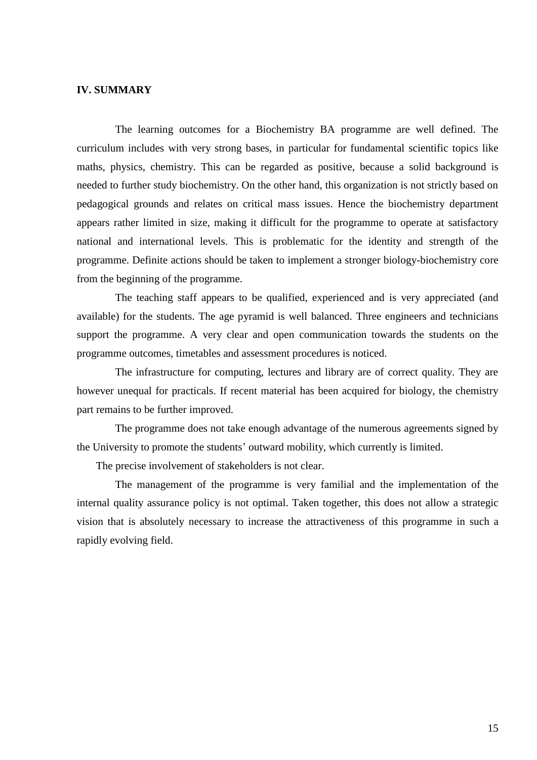## IV. SUMMARY

The learning outcomes for a Biochemistry BA programme are well defined. The curriculum includes with very strong bases, in particular for fundamental scientific topics like maths, physics, chemistry. This can be regarded as positive, because a solid background is needed to further study biochemistry. On the other hand, this organization is not strictly based on pedagogical grounds and relates on critical mass issues. Hence the biochemistry department appears rather limited in size, making it difficult for the programme to operate at satisfactory national and international levels. This is problematic for the identity and strength of the programme. Definite actions should be taken to implement a stronger biology-biochemistry core from the beginning of the programme.

The teaching staff appears to be qualified, experienced and is very appreciated (and available) for the students. The age pyramid is well balanced. Three engineers and technicians support the programme. A very clear and open communication towards the students on the programme outcomes, timetables and assessment procedures is noticed.

The infrastructure for computing, lectures and library are of correct quality. They are however unequal for practicals. If recent material has been acquired for biology, the chemistry part remains to be further improved.

The programme does not take enough advantage of the numerous agreements signed by the University to promote the students' outward mobility, which currently is limited.

The precise involvement of stakeholders is not clear.

The management of the programme is very familial and the implementation of the internal quality assurance policy is not optimal. Taken together, this does not allow a strategic vision that is absolutely necessary to increase the attractiveness of this programme in such a rapidly evolving field.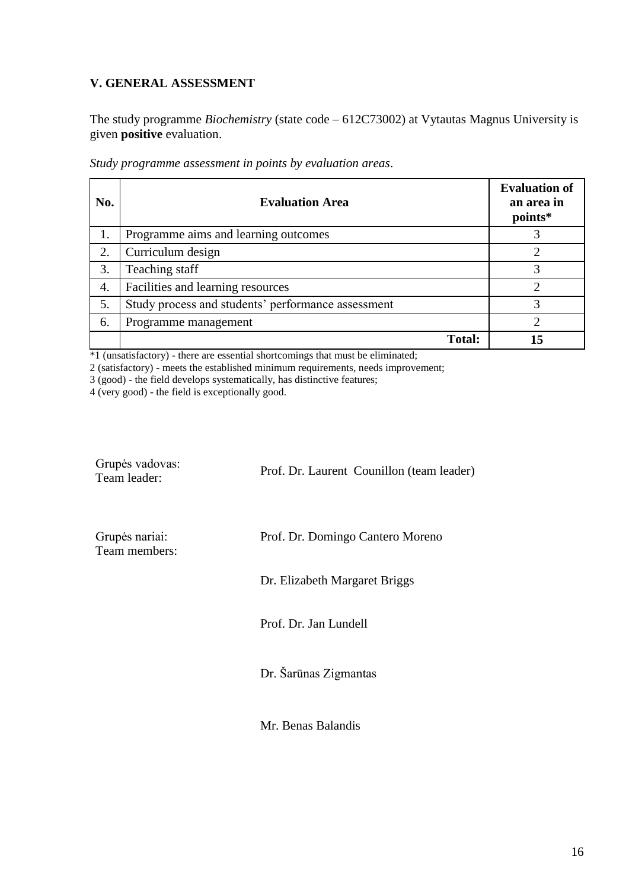## V. GENERAL ASSESSMENT

The study programme *Biochemistry* (state code – 612C73002) at Vytautas Magnus University is given **positive** evaluation.

*Study programme assessment in points by evaluation areas*.

| No. | Evaluation Area | Evaluation of an area in points* |
|---|---|---|
| 1. | Programme aims and learning outcomes | 3 |
| 2. | Curriculum design | 2 |
| 3. | Teaching staff | 3 |
| 4. | Facilities and learning resources | 2 |
| 5. | Study process and students' performance assessment | 3 |
| 6. | Programme management | 2 |
| | **Total:** | **15** |

*1 (unsatisfactory) - there are essential shortcomings that must be eliminated;
2 (satisfactory) - meets the established minimum requirements, needs improvement;
3 (good) - the field develops systematically, has distinctive features;
4 (very good) - the field is exceptionally good.

Grupės vadovas:
Team leader: Prof. Dr. Laurent Counillon (team leader)

Grupės nariai:
Team members: Prof. Dr. Domingo Cantero Moreno

Dr. Elizabeth Margaret Briggs

Prof. Dr. Jan Lundell

Dr. Šarūnas Zigmantas

Mr. Benas Balandis